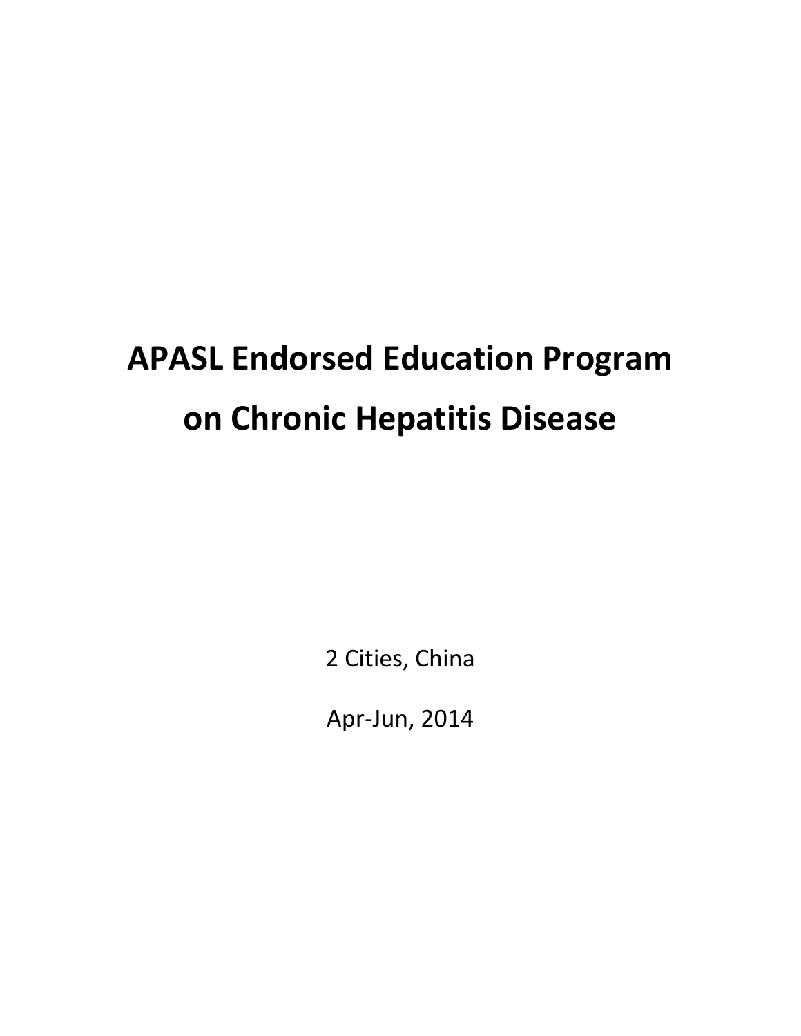# APASL Endorsed Education Program on Chronic Hepatitis Disease

2 Cities, China

Apr-Jun, 2014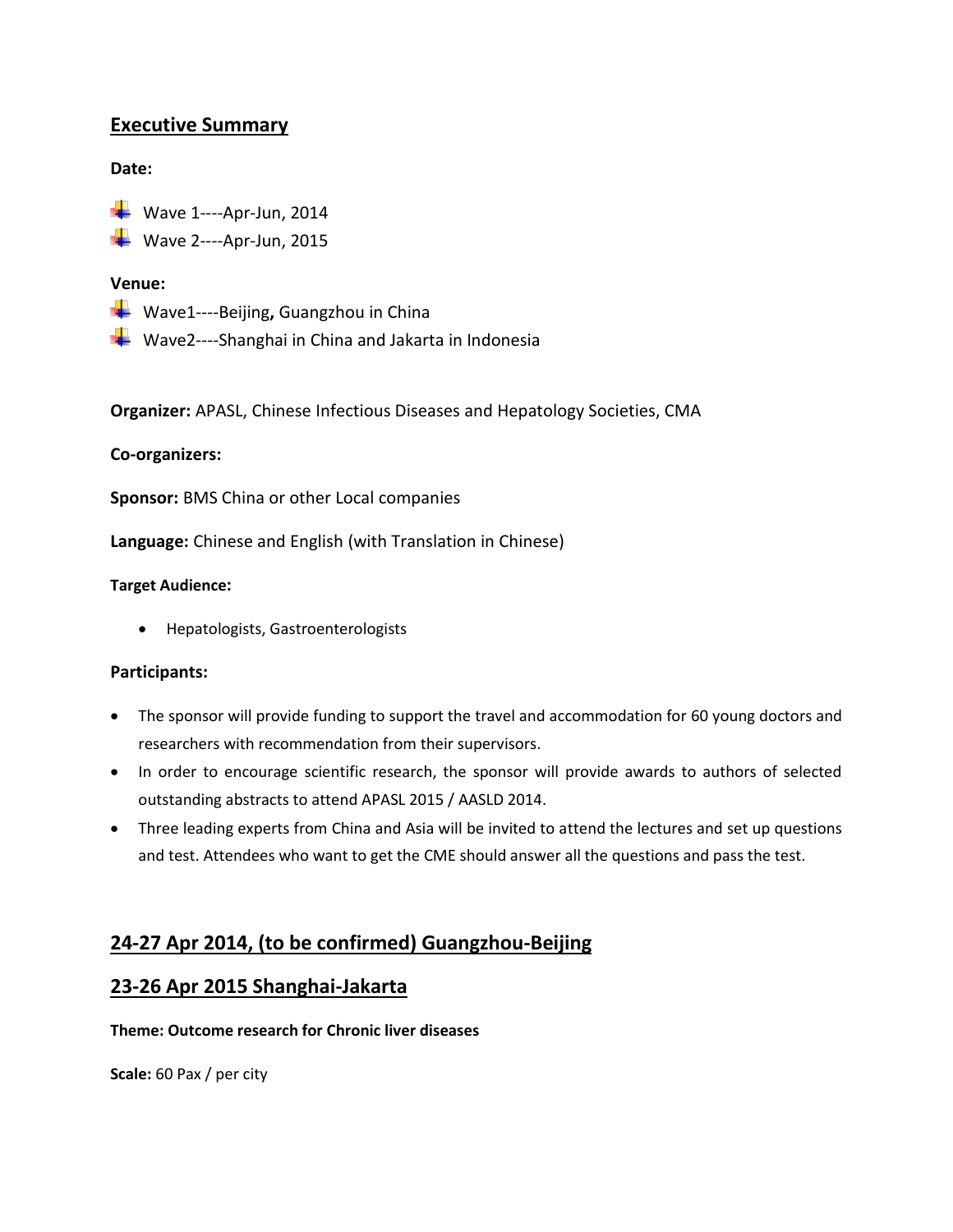## Executive Summary

**Date:**

- Wave 1----Apr-Jun, 2014
- Wave 2----Apr-Jun, 2015

**Venue:**

- Wave1----Beijing**,** Guangzhou in China
- Wave2----Shanghai in China and Jakarta in Indonesia

**Organizer:** APASL, Chinese Infectious Diseases and Hepatology Societies, CMA

**Co-organizers:**

**Sponsor:** BMS China or other Local companies

**Language:** Chinese and English (with Translation in Chinese)

**Target Audience:**

- Hepatologists, Gastroenterologists

**Participants:**

- The sponsor will provide funding to support the travel and accommodation for 60 young doctors and researchers with recommendation from their supervisors.
- In order to encourage scientific research, the sponsor will provide awards to authors of selected outstanding abstracts to attend APASL 2015 / AASLD 2014.
- Three leading experts from China and Asia will be invited to attend the lectures and set up questions and test. Attendees who want to get the CME should answer all the questions and pass the test.

## 24-27 Apr 2014, (to be confirmed) Guangzhou-Beijing

## 23-26 Apr 2015 Shanghai-Jakarta

**Theme: Outcome research for Chronic liver diseases**

**Scale:** 60 Pax / per city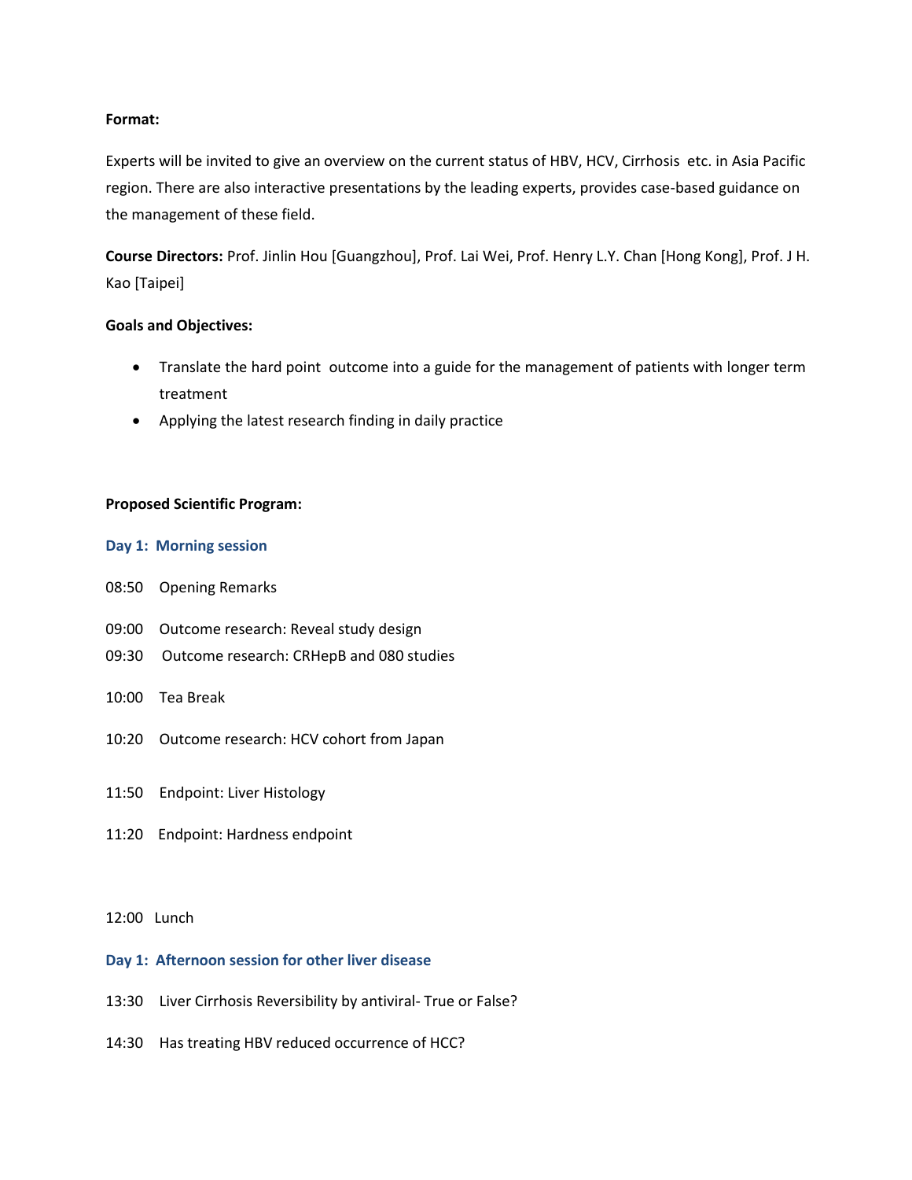**Format:**

Experts will be invited to give an overview on the current status of HBV, HCV, Cirrhosis etc. in Asia Pacific region. There are also interactive presentations by the leading experts, provides case-based guidance on the management of these field.

**Course Directors:** Prof. Jinlin Hou [Guangzhou], Prof. Lai Wei, Prof. Henry L.Y. Chan [Hong Kong], Prof. J H. Kao [Taipei]

**Goals and Objectives:**

- Translate the hard point outcome into a guide for the management of patients with longer term treatment
- Applying the latest research finding in daily practice

**Proposed Scientific Program:**

**Day 1: Morning session**

08:50 Opening Remarks

09:00 Outcome research: Reveal study design

09:30 Outcome research: CRHepB and 080 studies

10:00 Tea Break

10:20 Outcome research: HCV cohort from Japan

11:50 Endpoint: Liver Histology

11:20 Endpoint: Hardness endpoint

12:00 Lunch

**Day 1: Afternoon session for other liver disease**

13:30 Liver Cirrhosis Reversibility by antiviral- True or False?

14:30 Has treating HBV reduced occurrence of HCC?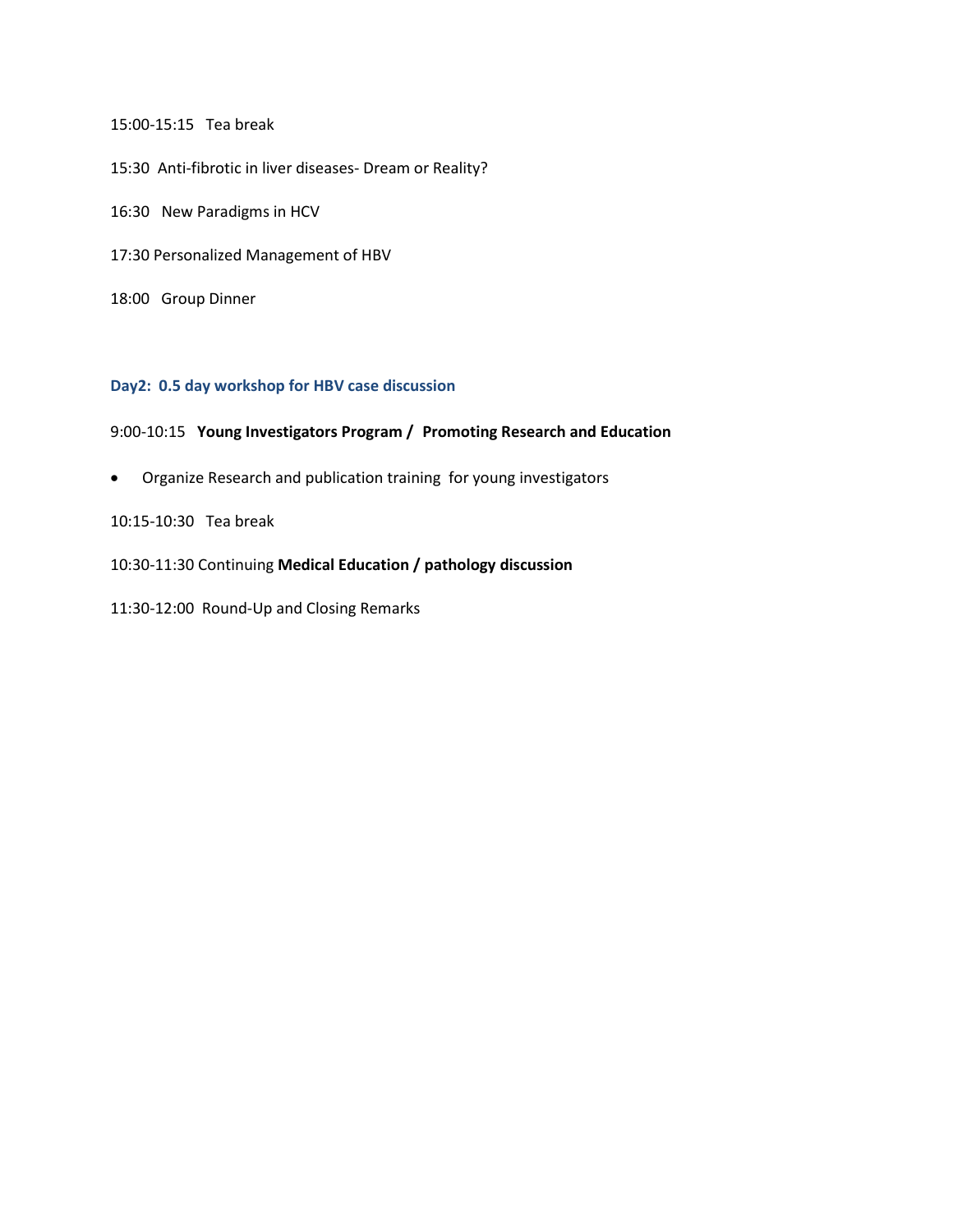15:00-15:15 Tea break

15:30 Anti-fibrotic in liver diseases- Dream or Reality?

16:30 New Paradigms in HCV

17:30 Personalized Management of HBV

18:00 Group Dinner

### Day2: 0.5 day workshop for HBV case discussion

9:00-10:15 **Young Investigators Program / Promoting Research and Education**

- Organize Research and publication training for young investigators

10:15-10:30 Tea break

10:30-11:30 Continuing **Medical Education / pathology discussion**

11:30-12:00 Round-Up and Closing Remarks